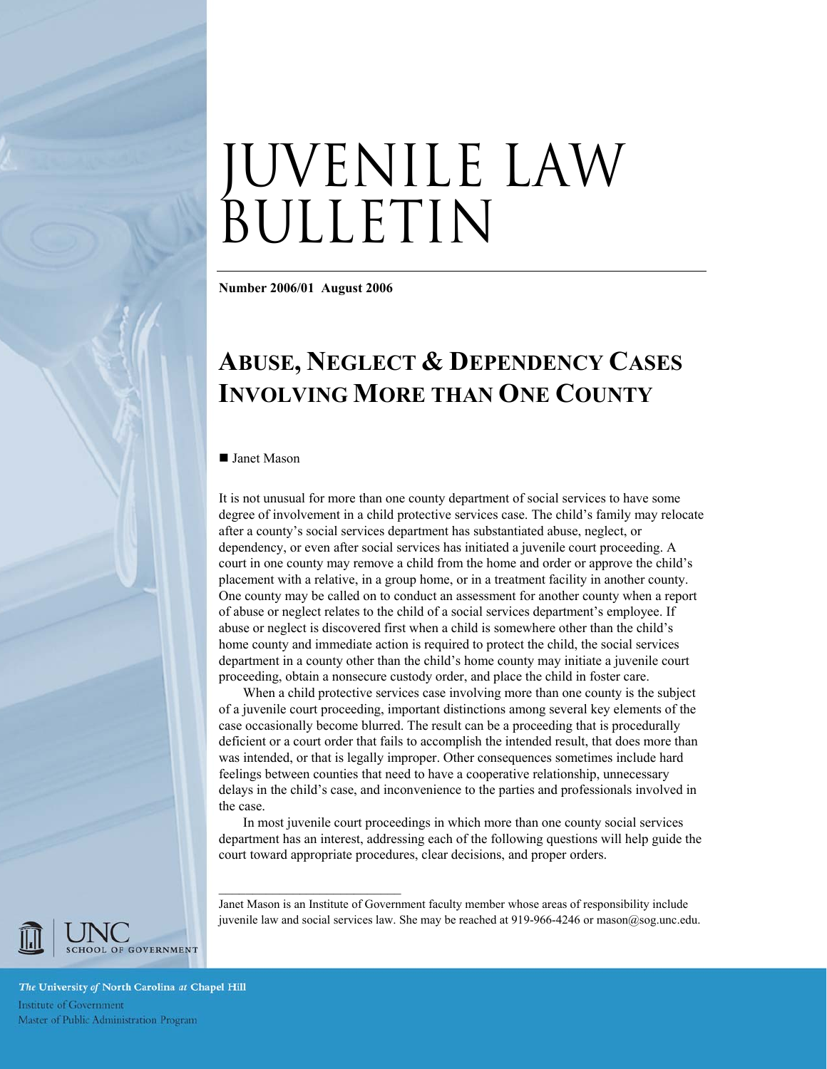# JUVENILE LAW BULLETIN

**Number 2006/01 August 2006**

## ABUSE, NEGLECT & DEPENDENCY CASES INVOLVING MORE THAN ONE COUNTY

■ Janet Mason

It is not unusual for more than one county department of social services to have some degree of involvement in a child protective services case. The child's family may relocate after a county's social services department has substantiated abuse, neglect, or dependency, or even after social services has initiated a juvenile court proceeding. A court in one county may remove a child from the home and order or approve the child's placement with a relative, in a group home, or in a treatment facility in another county. One county may be called on to conduct an assessment for another county when a report of abuse or neglect relates to the child of a social services department's employee. If abuse or neglect is discovered first when a child is somewhere other than the child's home county and immediate action is required to protect the child, the social services department in a county other than the child's home county may initiate a juvenile court proceeding, obtain a nonsecure custody order, and place the child in foster care.

When a child protective services case involving more than one county is the subject of a juvenile court proceeding, important distinctions among several key elements of the case occasionally become blurred. The result can be a proceeding that is procedurally deficient or a court order that fails to accomplish the intended result, that does more than was intended, or that is legally improper. Other consequences sometimes include hard feelings between counties that need to have a cooperative relationship, unnecessary delays in the child's case, and inconvenience to the parties and professionals involved in the case.

In most juvenile court proceedings in which more than one county social services department has an interest, addressing each of the following questions will help guide the court toward appropriate procedures, clear decisions, and proper orders.

---

Janet Mason is an Institute of Government faculty member whose areas of responsibility include juvenile law and social services law. She may be reached at 919-966-4246 or mason@sog.unc.edu.

UNC SCHOOL OF GOVERNMENT

*The* University *of* North Carolina *at* Chapel Hill
Institute of Government
Master of Public Administration Program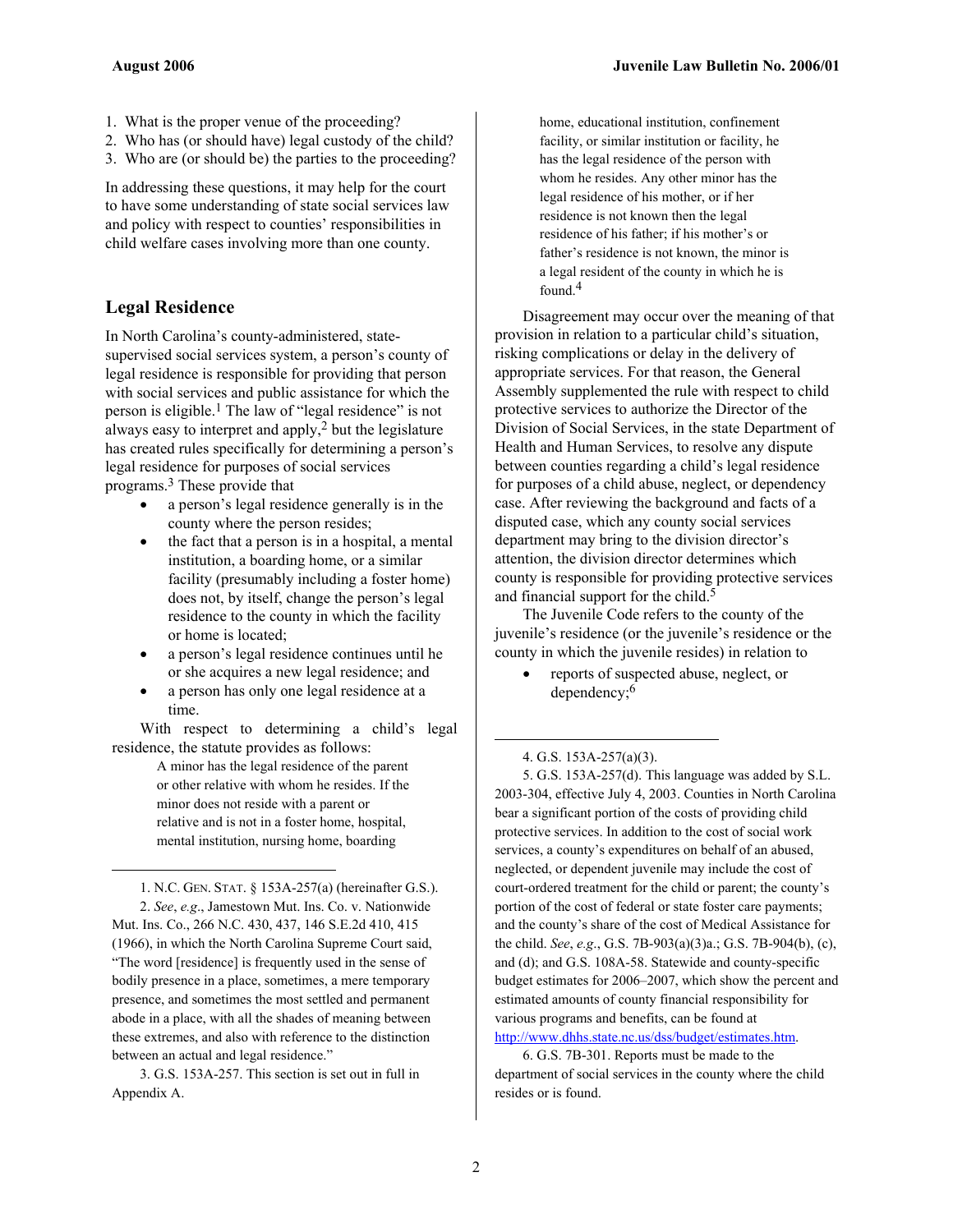1. What is the proper venue of the proceeding?
2. Who has (or should have) legal custody of the child?
3. Who are (or should be) the parties to the proceeding?

In addressing these questions, it may help for the court to have some understanding of state social services law and policy with respect to counties' responsibilities in child welfare cases involving more than one county.

## Legal Residence

In North Carolina's county-administered, state-supervised social services system, a person's county of legal residence is responsible for providing that person with social services and public assistance for which the person is eligible.[1] The law of "legal residence" is not always easy to interpret and apply,[2] but the legislature has created rules specifically for determining a person's legal residence for purposes of social services programs.[3] These provide that

- a person's legal residence generally is in the county where the person resides;
- the fact that a person is in a hospital, a mental institution, a boarding home, or a similar facility (presumably including a foster home) does not, by itself, change the person's legal residence to the county in which the facility or home is located;
- a person's legal residence continues until he or she acquires a new legal residence; and
- a person has only one legal residence at a time.

With respect to determining a child's legal residence, the statute provides as follows:

> A minor has the legal residence of the parent or other relative with whom he resides. If the minor does not reside with a parent or relative and is not in a foster home, hospital, mental institution, nursing home, boarding home, educational institution, confinement facility, or similar institution or facility, he has the legal residence of the person with whom he resides. Any other minor has the legal residence of his mother, or if her residence is not known then the legal residence of his father; if his mother's or father's residence is not known, the minor is a legal resident of the county in which he is found.[4]

Disagreement may occur over the meaning of that provision in relation to a particular child's situation, risking complications or delay in the delivery of appropriate services. For that reason, the General Assembly supplemented the rule with respect to child protective services to authorize the Director of the Division of Social Services, in the state Department of Health and Human Services, to resolve any dispute between counties regarding a child's legal residence for purposes of a child abuse, neglect, or dependency case. After reviewing the background and facts of a disputed case, which any county social services department may bring to the division director's attention, the division director determines which county is responsible for providing protective services and financial support for the child.[5]

The Juvenile Code refers to the county of the juvenile's residence (or the juvenile's residence or the county in which the juvenile resides) in relation to

- reports of suspected abuse, neglect, or dependency;[6]

---

1. N.C. GEN. STAT. § 153A-257(a) (hereinafter G.S.).

2. *See*, *e.g*., Jamestown Mut. Ins. Co. v. Nationwide Mut. Ins. Co., 266 N.C. 430, 437, 146 S.E.2d 410, 415 (1966), in which the North Carolina Supreme Court said, "The word [residence] is frequently used in the sense of bodily presence in a place, sometimes, a mere temporary presence, and sometimes the most settled and permanent abode in a place, with all the shades of meaning between these extremes, and also with reference to the distinction between an actual and legal residence."

3. G.S. 153A-257. This section is set out in full in Appendix A.

4. G.S. 153A-257(a)(3).

5. G.S. 153A-257(d). This language was added by S.L. 2003-304, effective July 4, 2003. Counties in North Carolina bear a significant portion of the costs of providing child protective services. In addition to the cost of social work services, a county's expenditures on behalf of an abused, neglected, or dependent juvenile may include the cost of court-ordered treatment for the child or parent; the county's portion of the cost of federal or state foster care payments; and the county's share of the cost of Medical Assistance for the child. *See*, *e.g*., G.S. 7B-903(a)(3)a.; G.S. 7B-904(b), (c), and (d); and G.S. 108A-58. Statewide and county-specific budget estimates for 2006–2007, which show the percent and estimated amounts of county financial responsibility for various programs and benefits, can be found at http://www.dhhs.state.nc.us/dss/budget/estimates.htm.

6. G.S. 7B-301. Reports must be made to the department of social services in the county where the child resides or is found.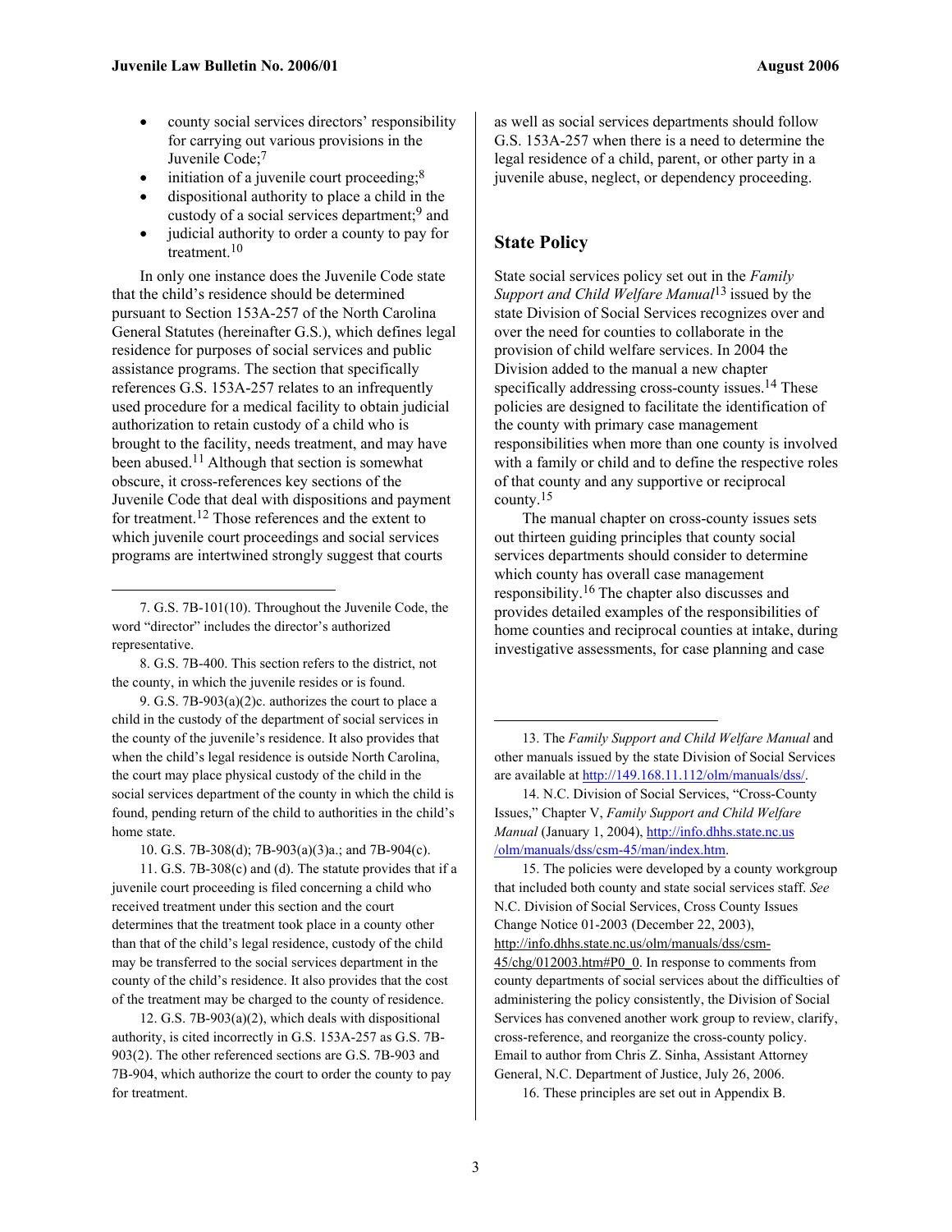- county social services directors' responsibility for carrying out various provisions in the Juvenile Code;[7]
- initiation of a juvenile court proceeding;[8]
- dispositional authority to place a child in the custody of a social services department;[9] and
- judicial authority to order a county to pay for treatment.[10]

In only one instance does the Juvenile Code state that the child's residence should be determined pursuant to Section 153A-257 of the North Carolina General Statutes (hereinafter G.S.), which defines legal residence for purposes of social services and public assistance programs. The section that specifically references G.S. 153A-257 relates to an infrequently used procedure for a medical facility to obtain judicial authorization to retain custody of a child who is brought to the facility, needs treatment, and may have been abused.[11] Although that section is somewhat obscure, it cross-references key sections of the Juvenile Code that deal with dispositions and payment for treatment.[12] Those references and the extent to which juvenile court proceedings and social services programs are intertwined strongly suggest that courts as well as social services departments should follow G.S. 153A-257 when there is a need to determine the legal residence of a child, parent, or other party in a juvenile abuse, neglect, or dependency proceeding.

## State Policy

State social services policy set out in the *Family Support and Child Welfare Manual*[13] issued by the state Division of Social Services recognizes over and over the need for counties to collaborate in the provision of child welfare services. In 2004 the Division added to the manual a new chapter specifically addressing cross-county issues.[14] These policies are designed to facilitate the identification of the county with primary case management responsibilities when more than one county is involved with a family or child and to define the respective roles of that county and any supportive or reciprocal county.[15]

The manual chapter on cross-county issues sets out thirteen guiding principles that county social services departments should consider to determine which county has overall case management responsibility.[16] The chapter also discusses and provides detailed examples of the responsibilities of home counties and reciprocal counties at intake, during investigative assessments, for case planning and case

---

7. G.S. 7B-101(10). Throughout the Juvenile Code, the word "director" includes the director's authorized representative.

8. G.S. 7B-400. This section refers to the district, not the county, in which the juvenile resides or is found.

9. G.S. 7B-903(a)(2)c. authorizes the court to place a child in the custody of the department of social services in the county of the juvenile's residence. It also provides that when the child's legal residence is outside North Carolina, the court may place physical custody of the child in the social services department of the county in which the child is found, pending return of the child to authorities in the child's home state.

10. G.S. 7B-308(d); 7B-903(a)(3)a.; and 7B-904(c).

11. G.S. 7B-308(c) and (d). The statute provides that if a juvenile court proceeding is filed concerning a child who received treatment under this section and the court determines that the treatment took place in a county other than that of the child's legal residence, custody of the child may be transferred to the social services department in the county of the child's residence. It also provides that the cost of the treatment may be charged to the county of residence.

12. G.S. 7B-903(a)(2), which deals with dispositional authority, is cited incorrectly in G.S. 153A-257 as G.S. 7B-903(2). The other referenced sections are G.S. 7B-903 and 7B-904, which authorize the court to order the county to pay for treatment.

13. The *Family Support and Child Welfare Manual* and other manuals issued by the state Division of Social Services are available at http://149.168.11.112/olm/manuals/dss/.

14. N.C. Division of Social Services, "Cross-County Issues," Chapter V, *Family Support and Child Welfare Manual* (January 1, 2004), http://info.dhhs.state.nc.us/olm/manuals/dss/csm-45/man/index.htm.

15. The policies were developed by a county workgroup that included both county and state social services staff. *See* N.C. Division of Social Services, Cross County Issues Change Notice 01-2003 (December 22, 2003), http://info.dhhs.state.nc.us/olm/manuals/dss/csm-45/chg/012003.htm#P0_0. In response to comments from county departments of social services about the difficulties of administering the policy consistently, the Division of Social Services has convened another work group to review, clarify, cross-reference, and reorganize the cross-county policy. Email to author from Chris Z. Sinha, Assistant Attorney General, N.C. Department of Justice, July 26, 2006.

16. These principles are set out in Appendix B.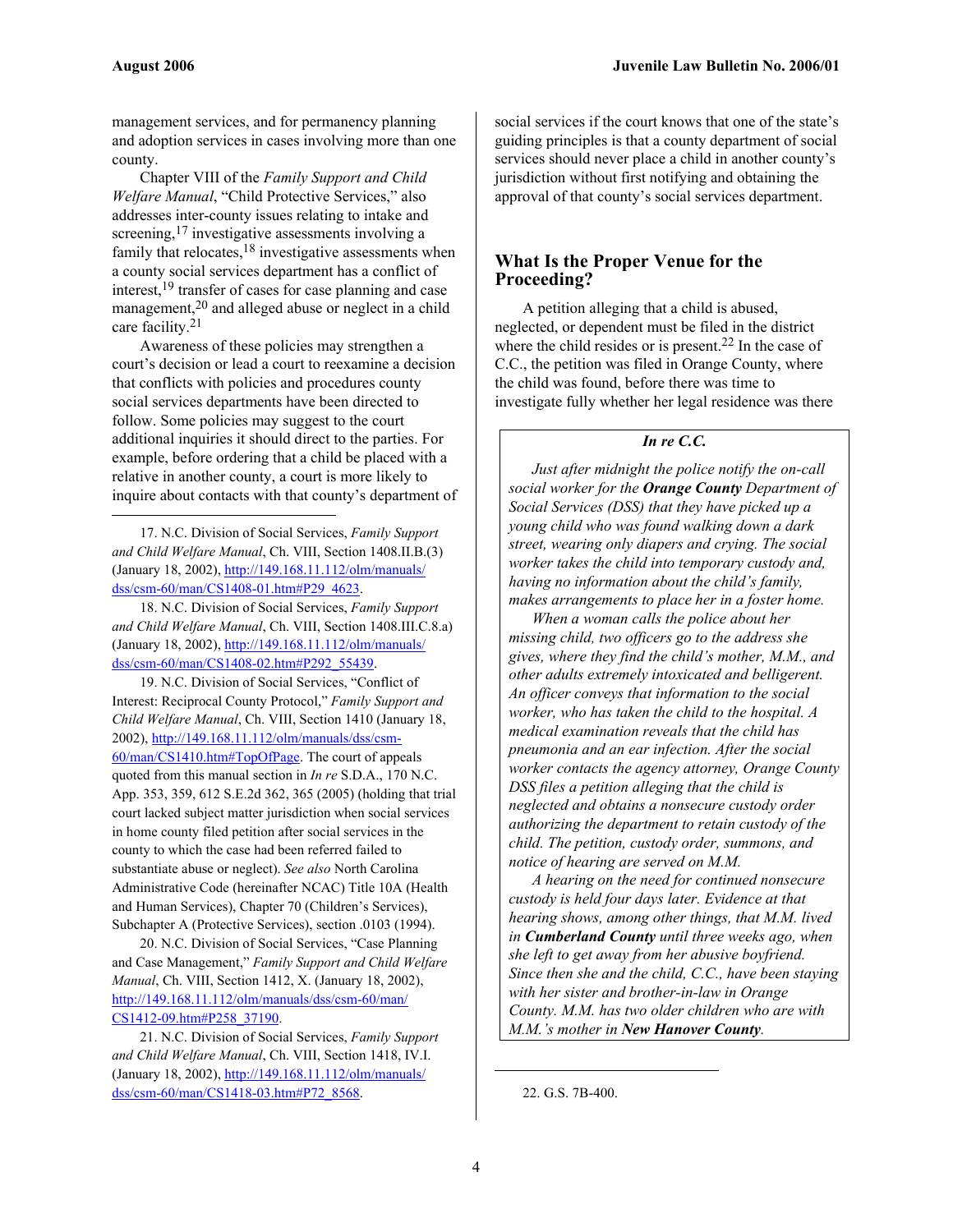management services, and for permanency planning and adoption services in cases involving more than one county.

Chapter VIII of the *Family Support and Child Welfare Manual*, "Child Protective Services," also addresses inter-county issues relating to intake and screening,[17] investigative assessments involving a family that relocates,[18] investigative assessments when a county social services department has a conflict of interest,[19] transfer of cases for case planning and case management,[20] and alleged abuse or neglect in a child care facility.[21]

Awareness of these policies may strengthen a court's decision or lead a court to reexamine a decision that conflicts with policies and procedures county social services departments have been directed to follow. Some policies may suggest to the court additional inquiries it should direct to the parties. For example, before ordering that a child be placed with a relative in another county, a court is more likely to inquire about contacts with that county's department of social services if the court knows that one of the state's guiding principles is that a county department of social services should never place a child in another county's jurisdiction without first notifying and obtaining the approval of that county's social services department.

## What Is the Proper Venue for the Proceeding?

A petition alleging that a child is abused, neglected, or dependent must be filed in the district where the child resides or is present.[22] In the case of C.C., the petition was filed in Orange County, where the child was found, before there was time to investigate fully whether her legal residence was there

> ***In re C.C.***
>
> *Just after midnight the police notify the on-call social worker for the* ***Orange County*** *Department of Social Services (DSS) that they have picked up a young child who was found walking down a dark street, wearing only diapers and crying. The social worker takes the child into temporary custody and, having no information about the child's family, makes arrangements to place her in a foster home.*
>
> *When a woman calls the police about her missing child, two officers go to the address she gives, where they find the child's mother, M.M., and other adults extremely intoxicated and belligerent. An officer conveys that information to the social worker, who has taken the child to the hospital. A medical examination reveals that the child has pneumonia and an ear infection. After the social worker contacts the agency attorney, Orange County DSS files a petition alleging that the child is neglected and obtains a nonsecure custody order authorizing the department to retain custody of the child. The petition, custody order, summons, and notice of hearing are served on M.M.*
>
> *A hearing on the need for continued nonsecure custody is held four days later. Evidence at that hearing shows, among other things, that M.M. lived in* ***Cumberland County*** *until three weeks ago, when she left to get away from her abusive boyfriend. Since then she and the child, C.C., have been staying with her sister and brother-in-law in Orange County. M.M. has two older children who are with M.M.'s mother in* ***New Hanover County****.*

---

17. N.C. Division of Social Services, *Family Support and Child Welfare Manual*, Ch. VIII, Section 1408.II.B.(3) (January 18, 2002), http://149.168.11.112/olm/manuals/dss/csm-60/man/CS1408-01.htm#P29_4623.

18. N.C. Division of Social Services, *Family Support and Child Welfare Manual*, Ch. VIII, Section 1408.III.C.8.a) (January 18, 2002), http://149.168.11.112/olm/manuals/dss/csm-60/man/CS1408-02.htm#P292_55439.

19. N.C. Division of Social Services, "Conflict of Interest: Reciprocal County Protocol," *Family Support and Child Welfare Manual*, Ch. VIII, Section 1410 (January 18, 2002), http://149.168.11.112/olm/manuals/dss/csm-60/man/CS1410.htm#TopOfPage. The court of appeals quoted from this manual section in *In re* S.D.A., 170 N.C. App. 353, 359, 612 S.E.2d 362, 365 (2005) (holding that trial court lacked subject matter jurisdiction when social services in home county filed petition after social services in the county to which the case had been referred failed to substantiate abuse or neglect). *See also* North Carolina Administrative Code (hereinafter NCAC) Title 10A (Health and Human Services), Chapter 70 (Children's Services), Subchapter A (Protective Services), section .0103 (1994).

20. N.C. Division of Social Services, "Case Planning and Case Management," *Family Support and Child Welfare Manual*, Ch. VIII, Section 1412, X. (January 18, 2002), http://149.168.11.112/olm/manuals/dss/csm-60/man/CS1412-09.htm#P258_37190.

21. N.C. Division of Social Services, *Family Support and Child Welfare Manual*, Ch. VIII, Section 1418, IV.I. (January 18, 2002), http://149.168.11.112/olm/manuals/dss/csm-60/man/CS1418-03.htm#P72_8568.

22. G.S. 7B-400.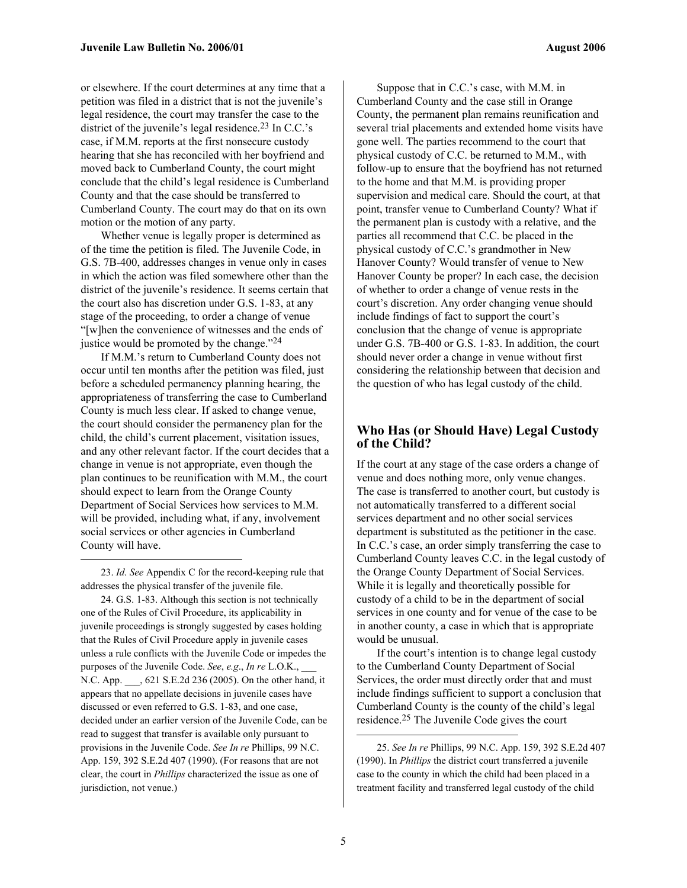or elsewhere. If the court determines at any time that a petition was filed in a district that is not the juvenile's legal residence, the court may transfer the case to the district of the juvenile's legal residence.[23] In C.C.'s case, if M.M. reports at the first nonsecure custody hearing that she has reconciled with her boyfriend and moved back to Cumberland County, the court might conclude that the child's legal residence is Cumberland County and that the case should be transferred to Cumberland County. The court may do that on its own motion or the motion of any party.

Whether venue is legally proper is determined as of the time the petition is filed. The Juvenile Code, in G.S. 7B-400, addresses changes in venue only in cases in which the action was filed somewhere other than the district of the juvenile's residence. It seems certain that the court also has discretion under G.S. 1-83, at any stage of the proceeding, to order a change of venue "[w]hen the convenience of witnesses and the ends of justice would be promoted by the change."[24]

If M.M.'s return to Cumberland County does not occur until ten months after the petition was filed, just before a scheduled permanency planning hearing, the appropriateness of transferring the case to Cumberland County is much less clear. If asked to change venue, the court should consider the permanency plan for the child, the child's current placement, visitation issues, and any other relevant factor. If the court decides that a change in venue is not appropriate, even though the plan continues to be reunification with M.M., the court should expect to learn from the Orange County Department of Social Services how services to M.M. will be provided, including what, if any, involvement social services or other agencies in Cumberland County will have.

Suppose that in C.C.'s case, with M.M. in Cumberland County and the case still in Orange County, the permanent plan remains reunification and several trial placements and extended home visits have gone well. The parties recommend to the court that physical custody of C.C. be returned to M.M., with follow-up to ensure that the boyfriend has not returned to the home and that M.M. is providing proper supervision and medical care. Should the court, at that point, transfer venue to Cumberland County? What if the permanent plan is custody with a relative, and the parties all recommend that C.C. be placed in the physical custody of C.C.'s grandmother in New Hanover County? Would transfer of venue to New Hanover County be proper? In each case, the decision of whether to order a change of venue rests in the court's discretion. Any order changing venue should include findings of fact to support the court's conclusion that the change of venue is appropriate under G.S. 7B-400 or G.S. 1-83. In addition, the court should never order a change in venue without first considering the relationship between that decision and the question of who has legal custody of the child.

## Who Has (or Should Have) Legal Custody of the Child?

If the court at any stage of the case orders a change of venue and does nothing more, only venue changes. The case is transferred to another court, but custody is not automatically transferred to a different social services department and no other social services department is substituted as the petitioner in the case. In C.C.'s case, an order simply transferring the case to Cumberland County leaves C.C. in the legal custody of the Orange County Department of Social Services. While it is legally and theoretically possible for custody of a child to be in the department of social services in one county and for venue of the case to be in another county, a case in which that is appropriate would be unusual.

If the court's intention is to change legal custody to the Cumberland County Department of Social Services, the order must directly order that and must include findings sufficient to support a conclusion that Cumberland County is the county of the child's legal residence.[25] The Juvenile Code gives the court

---

23. *Id*. *See* Appendix C for the record-keeping rule that addresses the physical transfer of the juvenile file.

24. G.S. 1-83. Although this section is not technically one of the Rules of Civil Procedure, its applicability in juvenile proceedings is strongly suggested by cases holding that the Rules of Civil Procedure apply in juvenile cases unless a rule conflicts with the Juvenile Code or impedes the purposes of the Juvenile Code. *See*, *e.g*., *In re* L.O.K., ___ N.C. App. ___, 621 S.E.2d 236 (2005). On the other hand, it appears that no appellate decisions in juvenile cases have discussed or even referred to G.S. 1-83, and one case, decided under an earlier version of the Juvenile Code, can be read to suggest that transfer is available only pursuant to provisions in the Juvenile Code. *See In re* Phillips, 99 N.C. App. 159, 392 S.E.2d 407 (1990). (For reasons that are not clear, the court in *Phillips* characterized the issue as one of jurisdiction, not venue.)

25. *See In re* Phillips, 99 N.C. App. 159, 392 S.E.2d 407 (1990). In *Phillips* the district court transferred a juvenile case to the county in which the child had been placed in a treatment facility and transferred legal custody of the child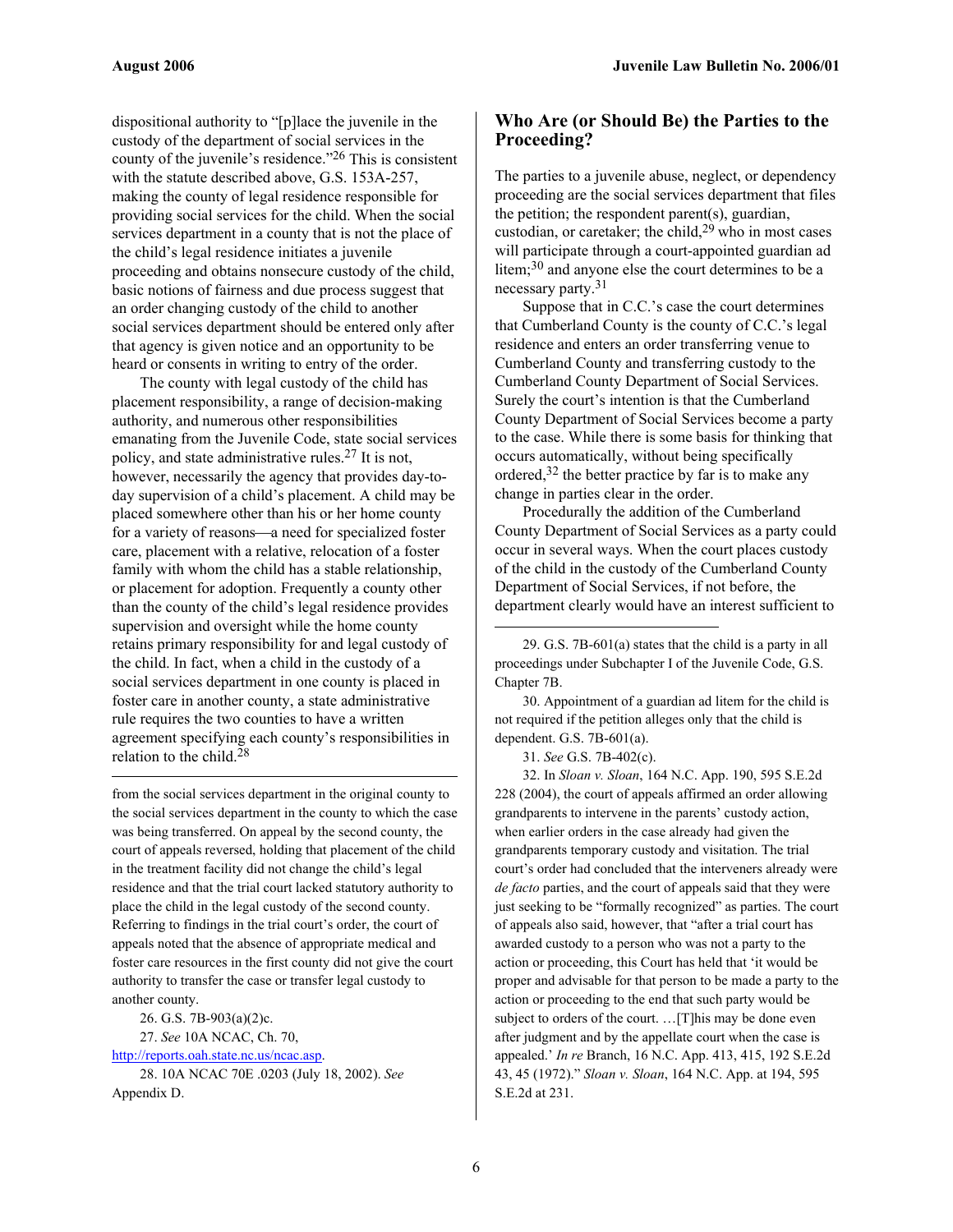dispositional authority to "[p]lace the juvenile in the custody of the department of social services in the county of the juvenile's residence."[26] This is consistent with the statute described above, G.S. 153A-257, making the county of legal residence responsible for providing social services for the child. When the social services department in a county that is not the place of the child's legal residence initiates a juvenile proceeding and obtains nonsecure custody of the child, basic notions of fairness and due process suggest that an order changing custody of the child to another social services department should be entered only after that agency is given notice and an opportunity to be heard or consents in writing to entry of the order.

The county with legal custody of the child has placement responsibility, a range of decision-making authority, and numerous other responsibilities emanating from the Juvenile Code, state social services policy, and state administrative rules.[27] It is not, however, necessarily the agency that provides day-to-day supervision of a child's placement. A child may be placed somewhere other than his or her home county for a variety of reasons—a need for specialized foster care, placement with a relative, relocation of a foster family with whom the child has a stable relationship, or placement for adoption. Frequently a county other than the county of the child's legal residence provides supervision and oversight while the home county retains primary responsibility for and legal custody of the child. In fact, when a child in the custody of a social services department in one county is placed in foster care in another county, a state administrative rule requires the two counties to have a written agreement specifying each county's responsibilities in relation to the child.[28]

---

from the social services department in the original county to the social services department in the county to which the case was being transferred. On appeal by the second county, the court of appeals reversed, holding that placement of the child in the treatment facility did not change the child's legal residence and that the trial court lacked statutory authority to place the child in the legal custody of the second county. Referring to findings in the trial court's order, the court of appeals noted that the absence of appropriate medical and foster care resources in the first county did not give the court authority to transfer the case or transfer legal custody to another county.

26. G.S. 7B-903(a)(2)c.

27. *See* 10A NCAC, Ch. 70, http://reports.oah.state.nc.us/ncac.asp.

28. 10A NCAC 70E .0203 (July 18, 2002). *See* Appendix D.

## Who Are (or Should Be) the Parties to the Proceeding?

The parties to a juvenile abuse, neglect, or dependency proceeding are the social services department that files the petition; the respondent parent(s), guardian, custodian, or caretaker; the child,[29] who in most cases will participate through a court-appointed guardian ad litem;[30] and anyone else the court determines to be a necessary party.[31]

Suppose that in C.C.'s case the court determines that Cumberland County is the county of C.C.'s legal residence and enters an order transferring venue to Cumberland County and transferring custody to the Cumberland County Department of Social Services. Surely the court's intention is that the Cumberland County Department of Social Services become a party to the case. While there is some basis for thinking that occurs automatically, without being specifically ordered,[32] the better practice by far is to make any change in parties clear in the order.

Procedurally the addition of the Cumberland County Department of Social Services as a party could occur in several ways. When the court places custody of the child in the custody of the Cumberland County Department of Social Services, if not before, the department clearly would have an interest sufficient to

---

29. G.S. 7B-601(a) states that the child is a party in all proceedings under Subchapter I of the Juvenile Code, G.S. Chapter 7B.

30. Appointment of a guardian ad litem for the child is not required if the petition alleges only that the child is dependent. G.S. 7B-601(a).

31. *See* G.S. 7B-402(c).

32. In *Sloan v. Sloan*, 164 N.C. App. 190, 595 S.E.2d 228 (2004), the court of appeals affirmed an order allowing grandparents to intervene in the parents' custody action, when earlier orders in the case already had given the grandparents temporary custody and visitation. The trial court's order had concluded that the interveners already were *de facto* parties, and the court of appeals said that they were just seeking to be "formally recognized" as parties. The court of appeals also said, however, that "after a trial court has awarded custody to a person who was not a party to the action or proceeding, this Court has held that 'it would be proper and advisable for that person to be made a party to the action or proceeding to the end that such party would be subject to orders of the court. …[T]his may be done even after judgment and by the appellate court when the case is appealed.' *In re* Branch, 16 N.C. App. 413, 415, 192 S.E.2d 43, 45 (1972)." *Sloan v. Sloan*, 164 N.C. App. at 194, 595 S.E.2d at 231.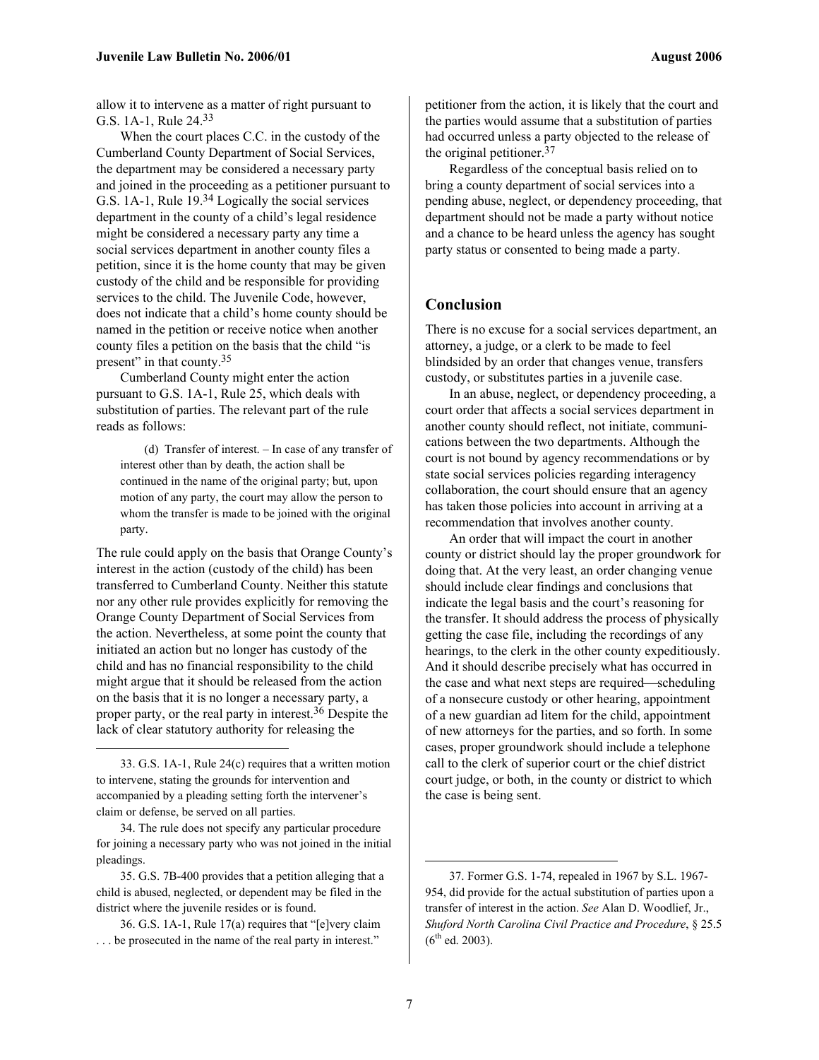allow it to intervene as a matter of right pursuant to G.S. 1A-1, Rule 24.[33]

When the court places C.C. in the custody of the Cumberland County Department of Social Services, the department may be considered a necessary party and joined in the proceeding as a petitioner pursuant to G.S. 1A-1, Rule 19.[34] Logically the social services department in the county of a child's legal residence might be considered a necessary party any time a social services department in another county files a petition, since it is the home county that may be given custody of the child and be responsible for providing services to the child. The Juvenile Code, however, does not indicate that a child's home county should be named in the petition or receive notice when another county files a petition on the basis that the child "is present" in that county.[35]

Cumberland County might enter the action pursuant to G.S. 1A-1, Rule 25, which deals with substitution of parties. The relevant part of the rule reads as follows:

> (d) Transfer of interest. – In case of any transfer of interest other than by death, the action shall be continued in the name of the original party; but, upon motion of any party, the court may allow the person to whom the transfer is made to be joined with the original party.

The rule could apply on the basis that Orange County's interest in the action (custody of the child) has been transferred to Cumberland County. Neither this statute nor any other rule provides explicitly for removing the Orange County Department of Social Services from the action. Nevertheless, at some point the county that initiated an action but no longer has custody of the child and has no financial responsibility to the child might argue that it should be released from the action on the basis that it is no longer a necessary party, a proper party, or the real party in interest.[36] Despite the lack of clear statutory authority for releasing the petitioner from the action, it is likely that the court and the parties would assume that a substitution of parties had occurred unless a party objected to the release of the original petitioner.[37]

Regardless of the conceptual basis relied on to bring a county department of social services into a pending abuse, neglect, or dependency proceeding, that department should not be made a party without notice and a chance to be heard unless the agency has sought party status or consented to being made a party.

## Conclusion

There is no excuse for a social services department, an attorney, a judge, or a clerk to be made to feel blindsided by an order that changes venue, transfers custody, or substitutes parties in a juvenile case.

In an abuse, neglect, or dependency proceeding, a court order that affects a social services department in another county should reflect, not initiate, communications between the two departments. Although the court is not bound by agency recommendations or by state social services policies regarding interagency collaboration, the court should ensure that an agency has taken those policies into account in arriving at a recommendation that involves another county.

An order that will impact the court in another county or district should lay the proper groundwork for doing that. At the very least, an order changing venue should include clear findings and conclusions that indicate the legal basis and the court's reasoning for the transfer. It should address the process of physically getting the case file, including the recordings of any hearings, to the clerk in the other county expeditiously. And it should describe precisely what has occurred in the case and what next steps are required—scheduling of a nonsecure custody or other hearing, appointment of a new guardian ad litem for the child, appointment of new attorneys for the parties, and so forth. In some cases, proper groundwork should include a telephone call to the clerk of superior court or the chief district court judge, or both, in the county or district to which the case is being sent.

---

33. G.S. 1A-1, Rule 24(c) requires that a written motion to intervene, stating the grounds for intervention and accompanied by a pleading setting forth the intervener's claim or defense, be served on all parties.

34. The rule does not specify any particular procedure for joining a necessary party who was not joined in the initial pleadings.

35. G.S. 7B-400 provides that a petition alleging that a child is abused, neglected, or dependent may be filed in the district where the juvenile resides or is found.

36. G.S. 1A-1, Rule 17(a) requires that "[e]very claim . . . be prosecuted in the name of the real party in interest."

37. Former G.S. 1-74, repealed in 1967 by S.L. 1967-954, did provide for the actual substitution of parties upon a transfer of interest in the action. *See* Alan D. Woodlief, Jr., *Shuford North Carolina Civil Practice and Procedure*, § 25.5 (6th ed. 2003).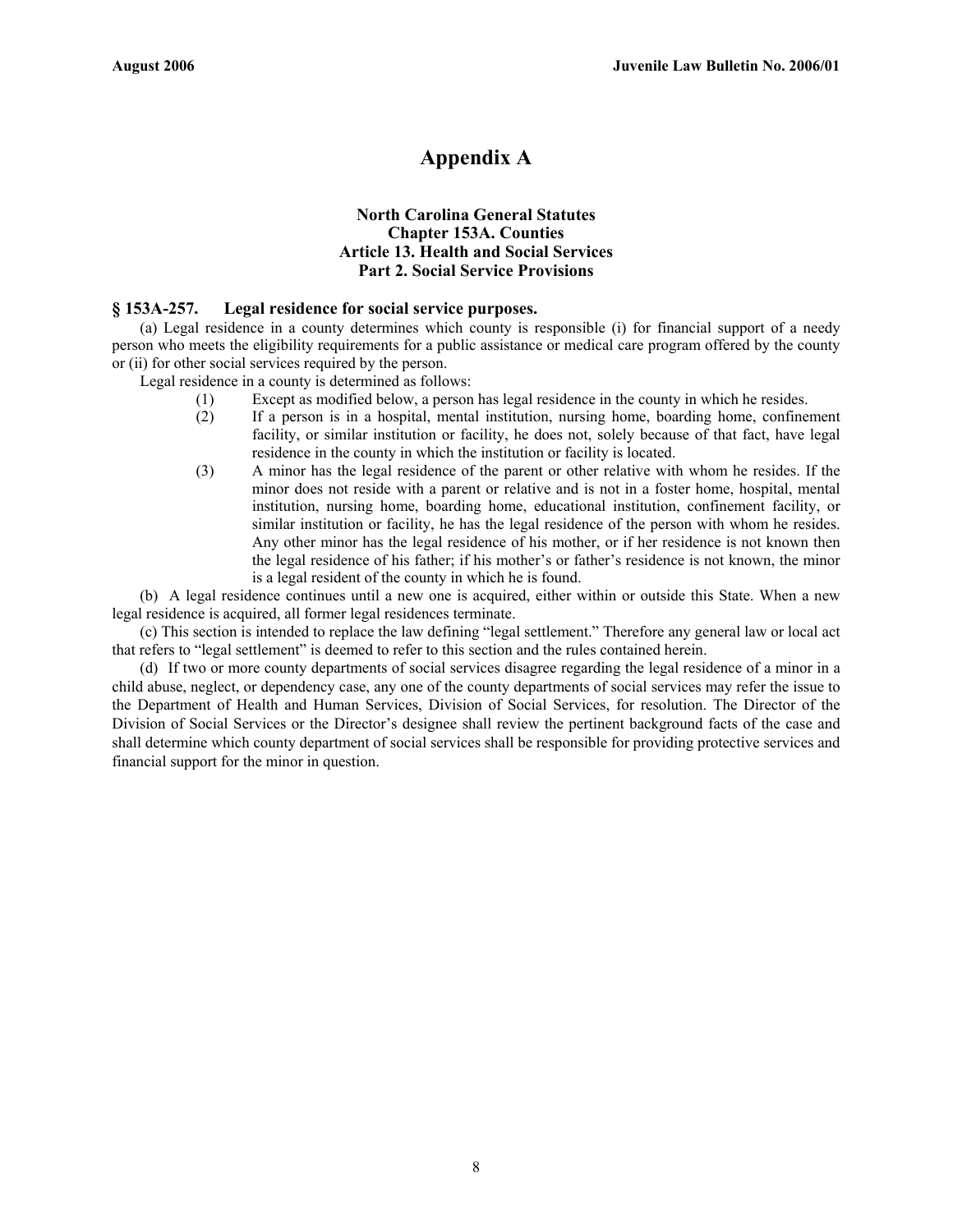# Appendix A

### North Carolina General Statutes
### Chapter 153A. Counties
### Article 13. Health and Social Services
### Part 2. Social Service Provisions

**§ 153A-257. Legal residence for social service purposes.**

(a) Legal residence in a county determines which county is responsible (i) for financial support of a needy person who meets the eligibility requirements for a public assistance or medical care program offered by the county or (ii) for other social services required by the person.

Legal residence in a county is determined as follows:

(1) Except as modified below, a person has legal residence in the county in which he resides.

(2) If a person is in a hospital, mental institution, nursing home, boarding home, confinement facility, or similar institution or facility, he does not, solely because of that fact, have legal residence in the county in which the institution or facility is located.

(3) A minor has the legal residence of the parent or other relative with whom he resides. If the minor does not reside with a parent or relative and is not in a foster home, hospital, mental institution, nursing home, boarding home, educational institution, confinement facility, or similar institution or facility, he has the legal residence of the person with whom he resides. Any other minor has the legal residence of his mother, or if her residence is not known then the legal residence of his father; if his mother's or father's residence is not known, the minor is a legal resident of the county in which he is found.

(b) A legal residence continues until a new one is acquired, either within or outside this State. When a new legal residence is acquired, all former legal residences terminate.

(c) This section is intended to replace the law defining "legal settlement." Therefore any general law or local act that refers to "legal settlement" is deemed to refer to this section and the rules contained herein.

(d) If two or more county departments of social services disagree regarding the legal residence of a minor in a child abuse, neglect, or dependency case, any one of the county departments of social services may refer the issue to the Department of Health and Human Services, Division of Social Services, for resolution. The Director of the Division of Social Services or the Director's designee shall review the pertinent background facts of the case and shall determine which county department of social services shall be responsible for providing protective services and financial support for the minor in question.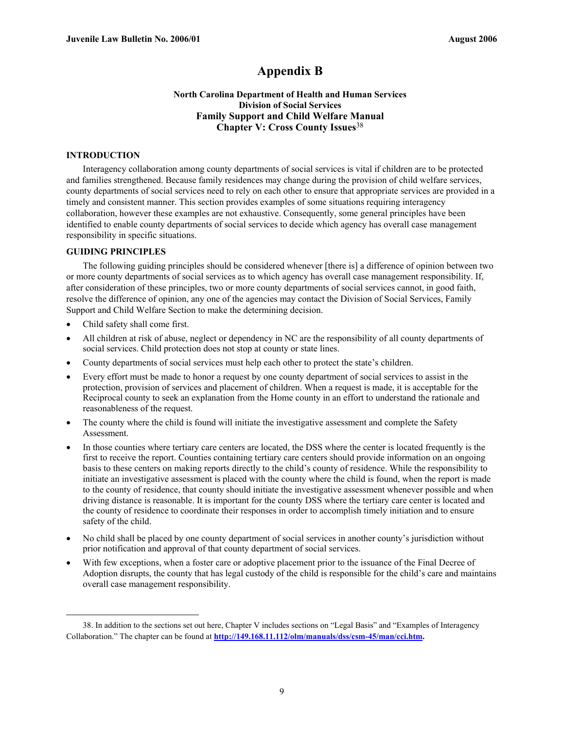# Appendix B

**North Carolina Department of Health and Human Services**
**Division of Social Services**
**Family Support and Child Welfare Manual**
**Chapter V: Cross County Issues**[38]

## INTRODUCTION

Interagency collaboration among county departments of social services is vital if children are to be protected and families strengthened. Because family residences may change during the provision of child welfare services, county departments of social services need to rely on each other to ensure that appropriate services are provided in a timely and consistent manner. This section provides examples of some situations requiring interagency collaboration, however these examples are not exhaustive. Consequently, some general principles have been identified to enable county departments of social services to decide which agency has overall case management responsibility in specific situations.

## GUIDING PRINCIPLES

The following guiding principles should be considered whenever [there is] a difference of opinion between two or more county departments of social services as to which agency has overall case management responsibility. If, after consideration of these principles, two or more county departments of social services cannot, in good faith, resolve the difference of opinion, any one of the agencies may contact the Division of Social Services, Family Support and Child Welfare Section to make the determining decision.

- Child safety shall come first.
- All children at risk of abuse, neglect or dependency in NC are the responsibility of all county departments of social services. Child protection does not stop at county or state lines.
- County departments of social services must help each other to protect the state's children.
- Every effort must be made to honor a request by one county department of social services to assist in the protection, provision of services and placement of children. When a request is made, it is acceptable for the Reciprocal county to seek an explanation from the Home county in an effort to understand the rationale and reasonableness of the request.
- The county where the child is found will initiate the investigative assessment and complete the Safety Assessment.
- In those counties where tertiary care centers are located, the DSS where the center is located frequently is the first to receive the report. Counties containing tertiary care centers should provide information on an ongoing basis to these centers on making reports directly to the child's county of residence. While the responsibility to initiate an investigative assessment is placed with the county where the child is found, when the report is made to the county of residence, that county should initiate the investigative assessment whenever possible and when driving distance is reasonable. It is important for the county DSS where the tertiary care center is located and the county of residence to coordinate their responses in order to accomplish timely initiation and to ensure safety of the child.
- No child shall be placed by one county department of social services in another county's jurisdiction without prior notification and approval of that county department of social services.
- With few exceptions, when a foster care or adoptive placement prior to the issuance of the Final Decree of Adoption disrupts, the county that has legal custody of the child is responsible for the child's care and maintains overall case management responsibility.

---

38. In addition to the sections set out here, Chapter V includes sections on "Legal Basis" and "Examples of Interagency Collaboration." The chapter can be found at **http://149.168.11.112/olm/manuals/dss/csm-45/man/cci.htm.**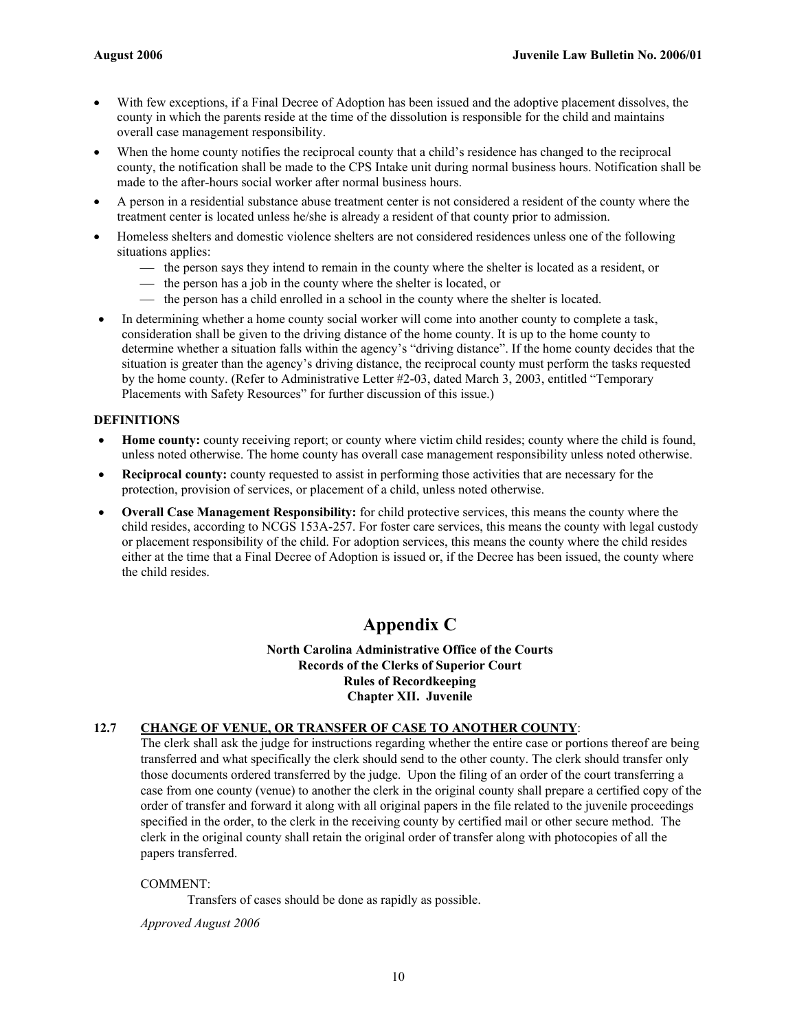- With few exceptions, if a Final Decree of Adoption has been issued and the adoptive placement dissolves, the county in which the parents reside at the time of the dissolution is responsible for the child and maintains overall case management responsibility.
- When the home county notifies the reciprocal county that a child's residence has changed to the reciprocal county, the notification shall be made to the CPS Intake unit during normal business hours. Notification shall be made to the after-hours social worker after normal business hours.
- A person in a residential substance abuse treatment center is not considered a resident of the county where the treatment center is located unless he/she is already a resident of that county prior to admission.
- Homeless shelters and domestic violence shelters are not considered residences unless one of the following situations applies:
  - the person says they intend to remain in the county where the shelter is located as a resident, or
  - the person has a job in the county where the shelter is located, or
  - the person has a child enrolled in a school in the county where the shelter is located.
- In determining whether a home county social worker will come into another county to complete a task, consideration shall be given to the driving distance of the home county. It is up to the home county to determine whether a situation falls within the agency's "driving distance". If the home county decides that the situation is greater than the agency's driving distance, the reciprocal county must perform the tasks requested by the home county. (Refer to Administrative Letter #2-03, dated March 3, 2003, entitled "Temporary Placements with Safety Resources" for further discussion of this issue.)

**DEFINITIONS**

- **Home county:** county receiving report; or county where victim child resides; county where the child is found, unless noted otherwise. The home county has overall case management responsibility unless noted otherwise.
- **Reciprocal county:** county requested to assist in performing those activities that are necessary for the protection, provision of services, or placement of a child, unless noted otherwise.
- **Overall Case Management Responsibility:** for child protective services, this means the county where the child resides, according to NCGS 153A-257. For foster care services, this means the county with legal custody or placement responsibility of the child. For adoption services, this means the county where the child resides either at the time that a Final Decree of Adoption is issued or, if the Decree has been issued, the county where the child resides.

# Appendix C

**North Carolina Administrative Office of the Courts**
**Records of the Clerks of Superior Court**
**Rules of Recordkeeping**
**Chapter XII. Juvenile**

**12.7 CHANGE OF VENUE, OR TRANSFER OF CASE TO ANOTHER COUNTY:**

The clerk shall ask the judge for instructions regarding whether the entire case or portions thereof are being transferred and what specifically the clerk should send to the other county. The clerk should transfer only those documents ordered transferred by the judge. Upon the filing of an order of the court transferring a case from one county (venue) to another the clerk in the original county shall prepare a certified copy of the order of transfer and forward it along with all original papers in the file related to the juvenile proceedings specified in the order, to the clerk in the receiving county by certified mail or other secure method. The clerk in the original county shall retain the original order of transfer along with photocopies of all the papers transferred.

COMMENT:

Transfers of cases should be done as rapidly as possible.

*Approved August 2006*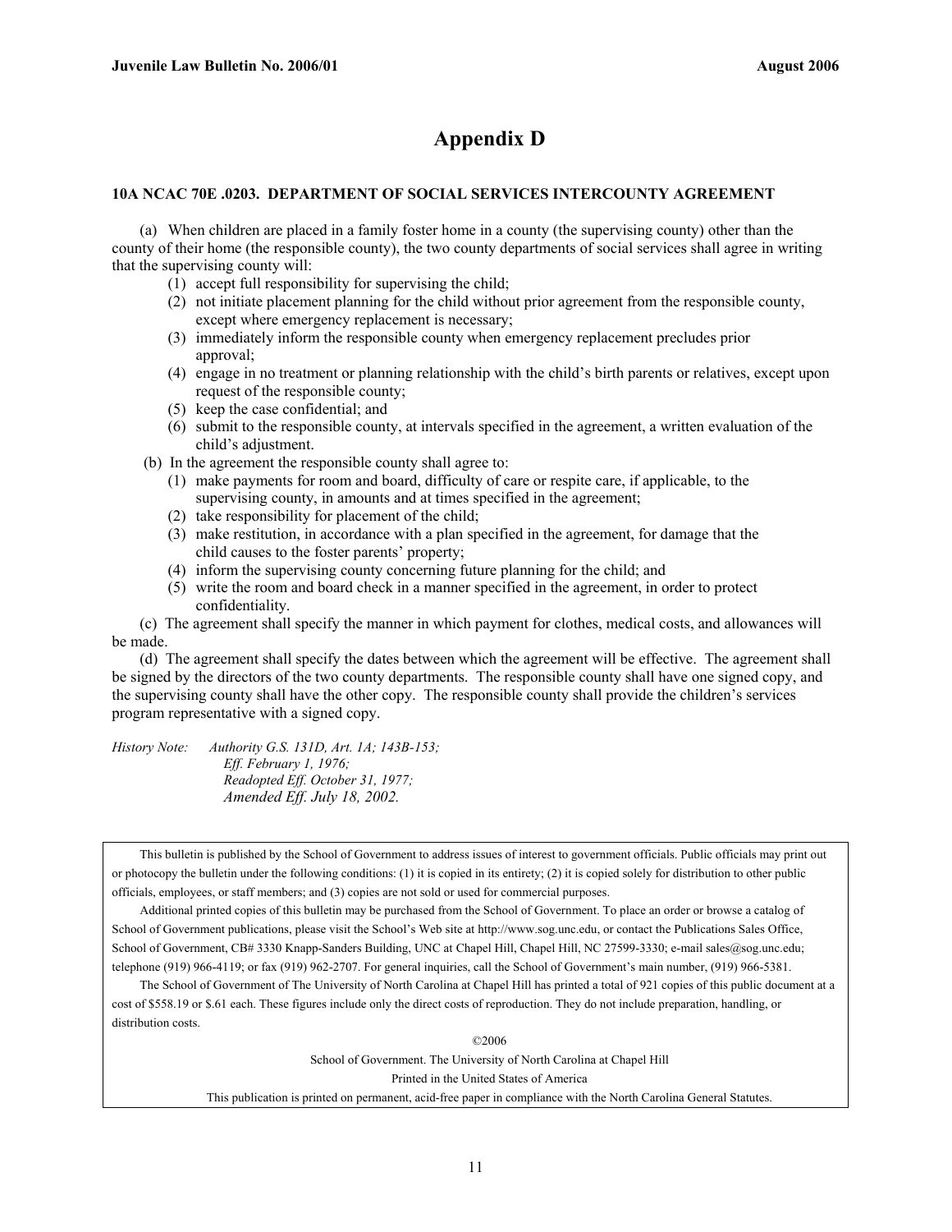# Appendix D

**10A NCAC 70E .0203. DEPARTMENT OF SOCIAL SERVICES INTERCOUNTY AGREEMENT**

(a) When children are placed in a family foster home in a county (the supervising county) other than the county of their home (the responsible county), the two county departments of social services shall agree in writing that the supervising county will:

(1) accept full responsibility for supervising the child;
(2) not initiate placement planning for the child without prior agreement from the responsible county, except where emergency replacement is necessary;
(3) immediately inform the responsible county when emergency replacement precludes prior approval;
(4) engage in no treatment or planning relationship with the child's birth parents or relatives, except upon request of the responsible county;
(5) keep the case confidential; and
(6) submit to the responsible county, at intervals specified in the agreement, a written evaluation of the child's adjustment.

(b) In the agreement the responsible county shall agree to:

(1) make payments for room and board, difficulty of care or respite care, if applicable, to the supervising county, in amounts and at times specified in the agreement;
(2) take responsibility for placement of the child;
(3) make restitution, in accordance with a plan specified in the agreement, for damage that the child causes to the foster parents' property;
(4) inform the supervising county concerning future planning for the child; and
(5) write the room and board check in a manner specified in the agreement, in order to protect confidentiality.

(c) The agreement shall specify the manner in which payment for clothes, medical costs, and allowances will be made.

(d) The agreement shall specify the dates between which the agreement will be effective. The agreement shall be signed by the directors of the two county departments. The responsible county shall have one signed copy, and the supervising county shall have the other copy. The responsible county shall provide the children's services program representative with a signed copy.

*History Note: Authority G.S. 131D, Art. 1A; 143B-153;*
*Eff. February 1, 1976;*
*Readopted Eff. October 31, 1977;*
*Amended Eff. July 18, 2002.*

---

This bulletin is published by the School of Government to address issues of interest to government officials. Public officials may print out or photocopy the bulletin under the following conditions: (1) it is copied in its entirety; (2) it is copied solely for distribution to other public officials, employees, or staff members; and (3) copies are not sold or used for commercial purposes.

Additional printed copies of this bulletin may be purchased from the School of Government. To place an order or browse a catalog of School of Government publications, please visit the School's Web site at http://www.sog.unc.edu, or contact the Publications Sales Office, School of Government, CB# 3330 Knapp-Sanders Building, UNC at Chapel Hill, Chapel Hill, NC 27599-3330; e-mail sales@sog.unc.edu; telephone (919) 966-4119; or fax (919) 962-2707. For general inquiries, call the School of Government's main number, (919) 966-5381.

The School of Government of The University of North Carolina at Chapel Hill has printed a total of 921 copies of this public document at a cost of $558.19 or $.61 each. These figures include only the direct costs of reproduction. They do not include preparation, handling, or distribution costs.

©2006

School of Government. The University of North Carolina at Chapel Hill

Printed in the United States of America

This publication is printed on permanent, acid-free paper in compliance with the North Carolina General Statutes.